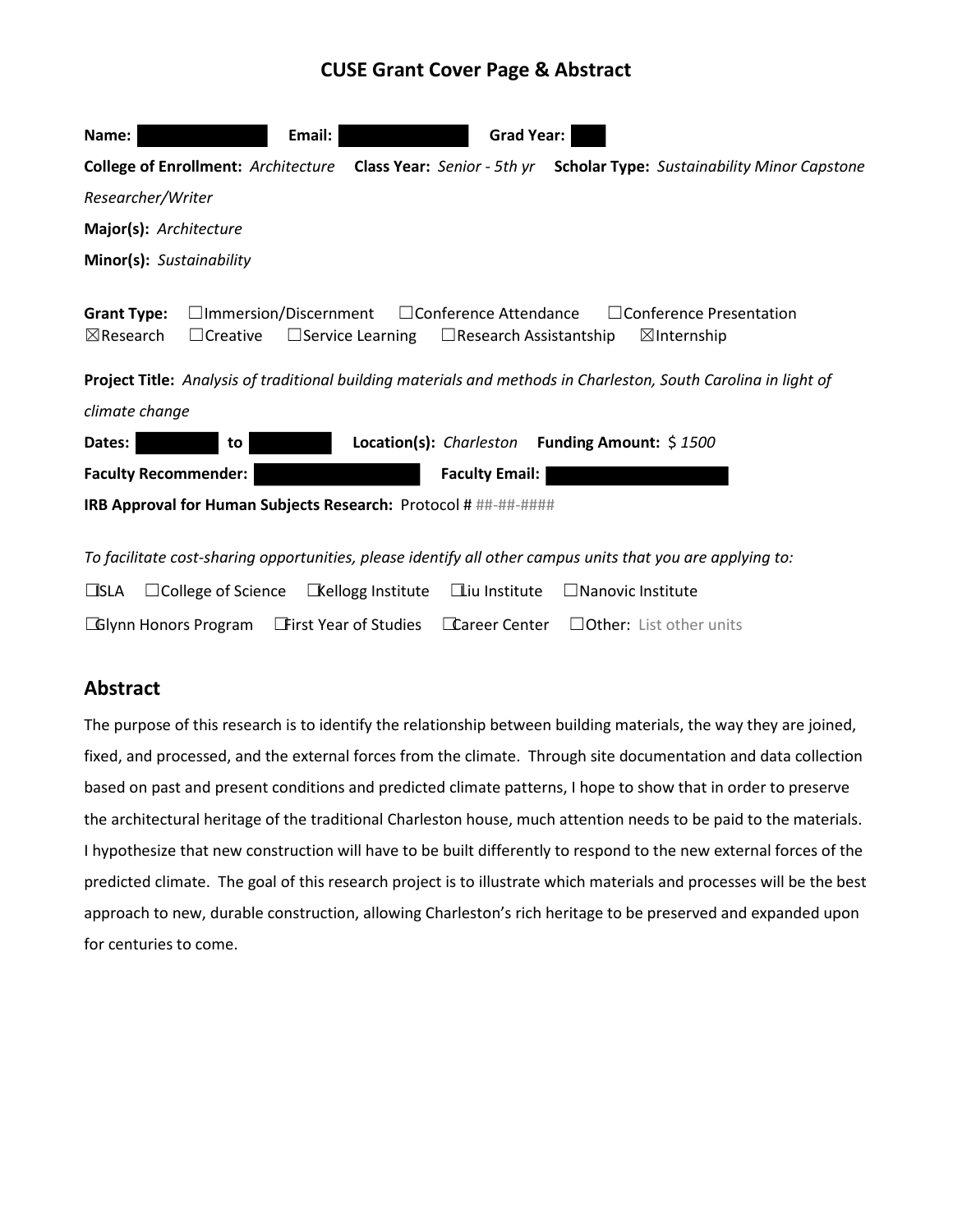# CUSE Grant Cover Page & Abstract

**Name:** ████████ **Email:** ████████ **Grad Year:** ████

**College of Enrollment:** *Architecture* **Class Year:** *Senior - 5th yr* **Scholar Type:** *Sustainability Minor Capstone Researcher/Writer*

**Major(s):** *Architecture*

**Minor(s):** *Sustainability*

**Grant Type:** ☐Immersion/Discernment ☐Conference Attendance ☐Conference Presentation ☒Research ☐Creative ☐Service Learning ☐Research Assistantship ☒Internship

**Project Title:** *Analysis of traditional building materials and methods in Charleston, South Carolina in light of climate change*

**Dates:** ████ to ████ **Location(s):** *Charleston* **Funding Amount:** $ *1500*

**Faculty Recommender:** ████████ **Faculty Email:** ████████

**IRB Approval for Human Subjects Research:** Protocol # ##-##-####

*To facilitate cost-sharing opportunities, please identify all other campus units that you are applying to:*

☐ISLA ☐College of Science ☐Kellogg Institute ☐Liu Institute ☐Nanovic Institute

☐Glynn Honors Program ☐First Year of Studies ☐Career Center ☐Other: List other units

## Abstract

The purpose of this research is to identify the relationship between building materials, the way they are joined, fixed, and processed, and the external forces from the climate. Through site documentation and data collection based on past and present conditions and predicted climate patterns, I hope to show that in order to preserve the architectural heritage of the traditional Charleston house, much attention needs to be paid to the materials. I hypothesize that new construction will have to be built differently to respond to the new external forces of the predicted climate. The goal of this research project is to illustrate which materials and processes will be the best approach to new, durable construction, allowing Charleston's rich heritage to be preserved and expanded upon for centuries to come.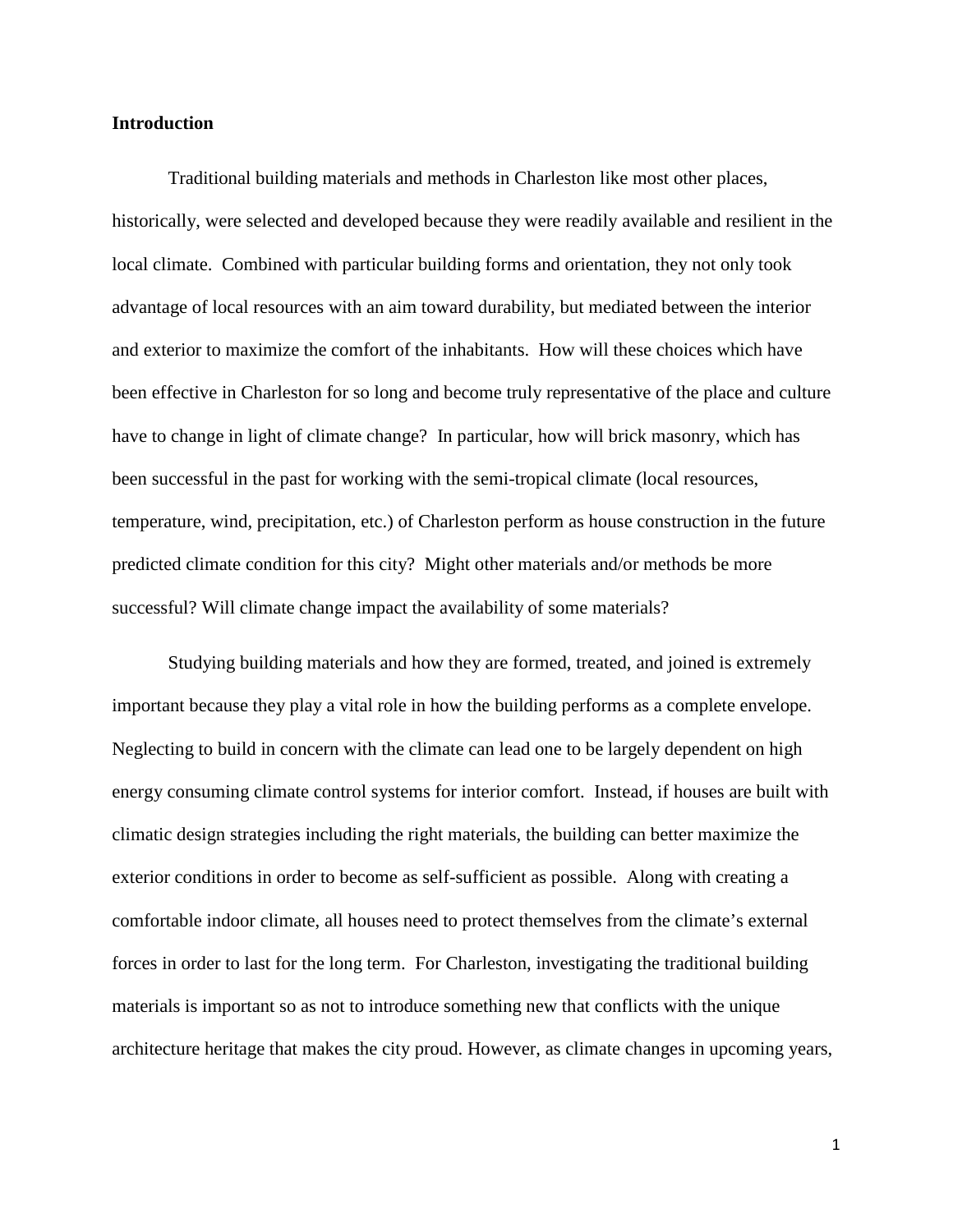**Introduction**

Traditional building materials and methods in Charleston like most other places, historically, were selected and developed because they were readily available and resilient in the local climate. Combined with particular building forms and orientation, they not only took advantage of local resources with an aim toward durability, but mediated between the interior and exterior to maximize the comfort of the inhabitants. How will these choices which have been effective in Charleston for so long and become truly representative of the place and culture have to change in light of climate change? In particular, how will brick masonry, which has been successful in the past for working with the semi-tropical climate (local resources, temperature, wind, precipitation, etc.) of Charleston perform as house construction in the future predicted climate condition for this city? Might other materials and/or methods be more successful? Will climate change impact the availability of some materials?

Studying building materials and how they are formed, treated, and joined is extremely important because they play a vital role in how the building performs as a complete envelope. Neglecting to build in concern with the climate can lead one to be largely dependent on high energy consuming climate control systems for interior comfort. Instead, if houses are built with climatic design strategies including the right materials, the building can better maximize the exterior conditions in order to become as self-sufficient as possible. Along with creating a comfortable indoor climate, all houses need to protect themselves from the climate's external forces in order to last for the long term. For Charleston, investigating the traditional building materials is important so as not to introduce something new that conflicts with the unique architecture heritage that makes the city proud. However, as climate changes in upcoming years,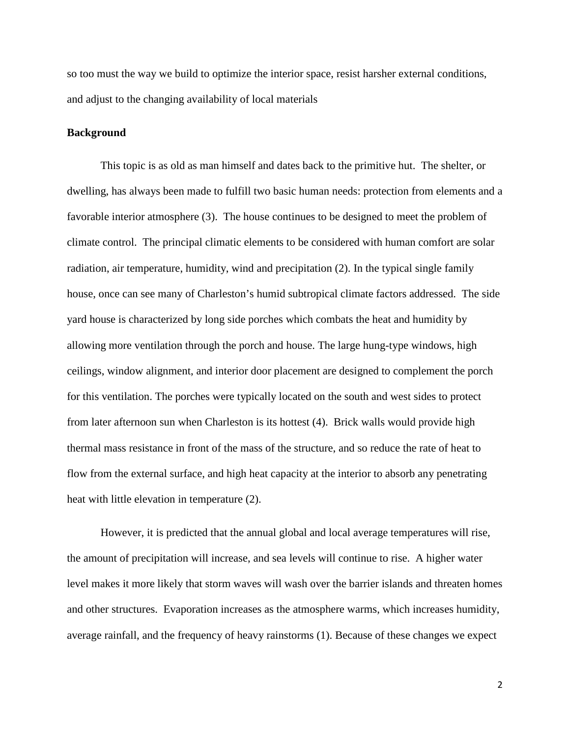so too must the way we build to optimize the interior space, resist harsher external conditions, and adjust to the changing availability of local materials

**Background**

This topic is as old as man himself and dates back to the primitive hut. The shelter, or dwelling, has always been made to fulfill two basic human needs: protection from elements and a favorable interior atmosphere (3). The house continues to be designed to meet the problem of climate control. The principal climatic elements to be considered with human comfort are solar radiation, air temperature, humidity, wind and precipitation (2). In the typical single family house, once can see many of Charleston's humid subtropical climate factors addressed. The side yard house is characterized by long side porches which combats the heat and humidity by allowing more ventilation through the porch and house. The large hung-type windows, high ceilings, window alignment, and interior door placement are designed to complement the porch for this ventilation. The porches were typically located on the south and west sides to protect from later afternoon sun when Charleston is its hottest (4). Brick walls would provide high thermal mass resistance in front of the mass of the structure, and so reduce the rate of heat to flow from the external surface, and high heat capacity at the interior to absorb any penetrating heat with little elevation in temperature (2).

However, it is predicted that the annual global and local average temperatures will rise, the amount of precipitation will increase, and sea levels will continue to rise. A higher water level makes it more likely that storm waves will wash over the barrier islands and threaten homes and other structures. Evaporation increases as the atmosphere warms, which increases humidity, average rainfall, and the frequency of heavy rainstorms (1). Because of these changes we expect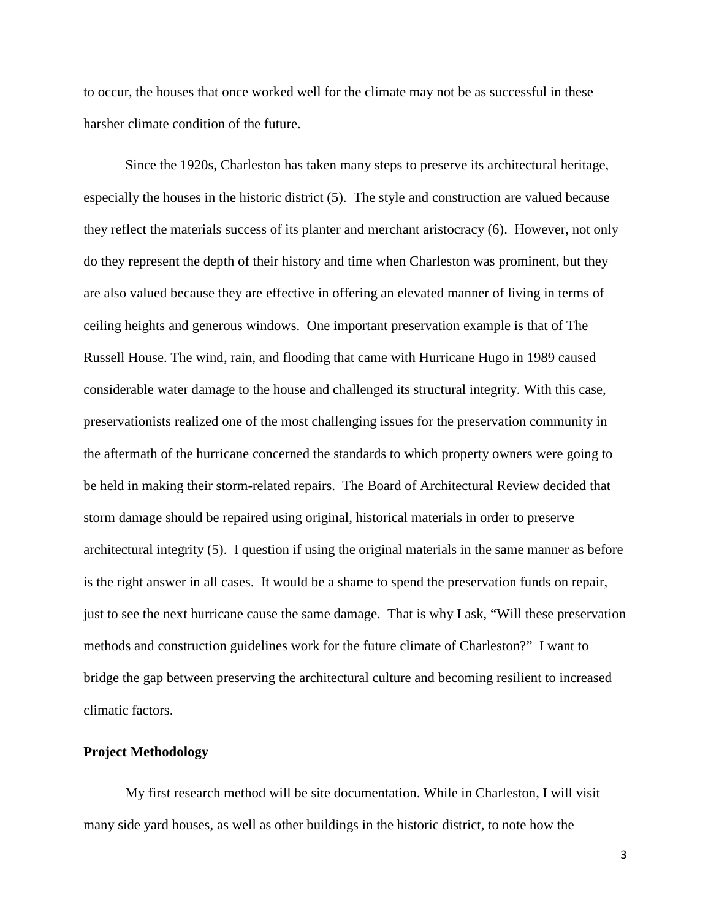to occur, the houses that once worked well for the climate may not be as successful in these harsher climate condition of the future.

Since the 1920s, Charleston has taken many steps to preserve its architectural heritage, especially the houses in the historic district (5). The style and construction are valued because they reflect the materials success of its planter and merchant aristocracy (6). However, not only do they represent the depth of their history and time when Charleston was prominent, but they are also valued because they are effective in offering an elevated manner of living in terms of ceiling heights and generous windows. One important preservation example is that of The Russell House. The wind, rain, and flooding that came with Hurricane Hugo in 1989 caused considerable water damage to the house and challenged its structural integrity. With this case, preservationists realized one of the most challenging issues for the preservation community in the aftermath of the hurricane concerned the standards to which property owners were going to be held in making their storm-related repairs. The Board of Architectural Review decided that storm damage should be repaired using original, historical materials in order to preserve architectural integrity (5). I question if using the original materials in the same manner as before is the right answer in all cases. It would be a shame to spend the preservation funds on repair, just to see the next hurricane cause the same damage. That is why I ask, "Will these preservation methods and construction guidelines work for the future climate of Charleston?" I want to bridge the gap between preserving the architectural culture and becoming resilient to increased climatic factors.

**Project Methodology**

My first research method will be site documentation. While in Charleston, I will visit many side yard houses, as well as other buildings in the historic district, to note how the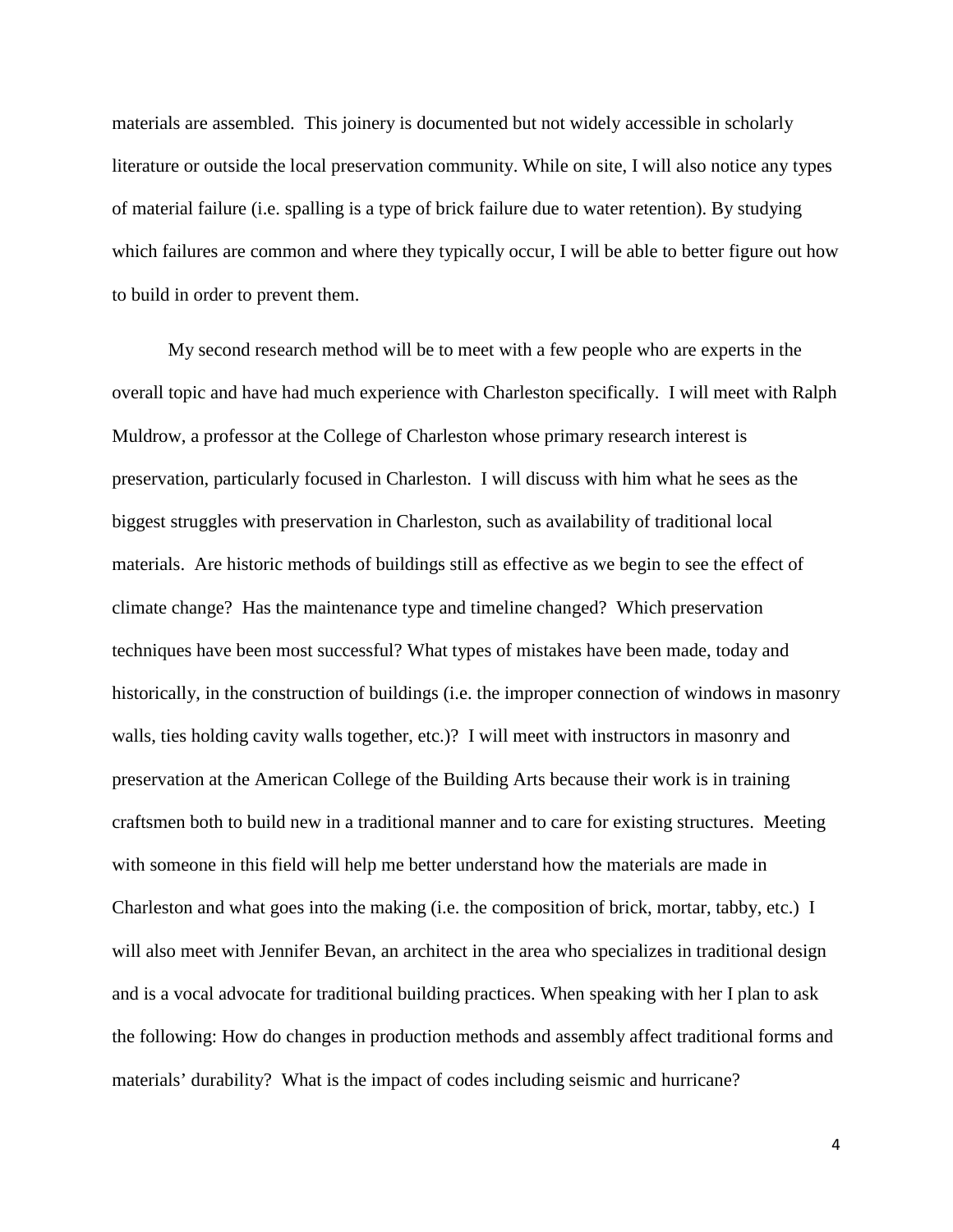materials are assembled. This joinery is documented but not widely accessible in scholarly literature or outside the local preservation community. While on site, I will also notice any types of material failure (i.e. spalling is a type of brick failure due to water retention). By studying which failures are common and where they typically occur, I will be able to better figure out how to build in order to prevent them.

My second research method will be to meet with a few people who are experts in the overall topic and have had much experience with Charleston specifically. I will meet with Ralph Muldrow, a professor at the College of Charleston whose primary research interest is preservation, particularly focused in Charleston. I will discuss with him what he sees as the biggest struggles with preservation in Charleston, such as availability of traditional local materials. Are historic methods of buildings still as effective as we begin to see the effect of climate change? Has the maintenance type and timeline changed? Which preservation techniques have been most successful? What types of mistakes have been made, today and historically, in the construction of buildings (i.e. the improper connection of windows in masonry walls, ties holding cavity walls together, etc.)? I will meet with instructors in masonry and preservation at the American College of the Building Arts because their work is in training craftsmen both to build new in a traditional manner and to care for existing structures. Meeting with someone in this field will help me better understand how the materials are made in Charleston and what goes into the making (i.e. the composition of brick, mortar, tabby, etc.) I will also meet with Jennifer Bevan, an architect in the area who specializes in traditional design and is a vocal advocate for traditional building practices. When speaking with her I plan to ask the following: How do changes in production methods and assembly affect traditional forms and materials' durability? What is the impact of codes including seismic and hurricane?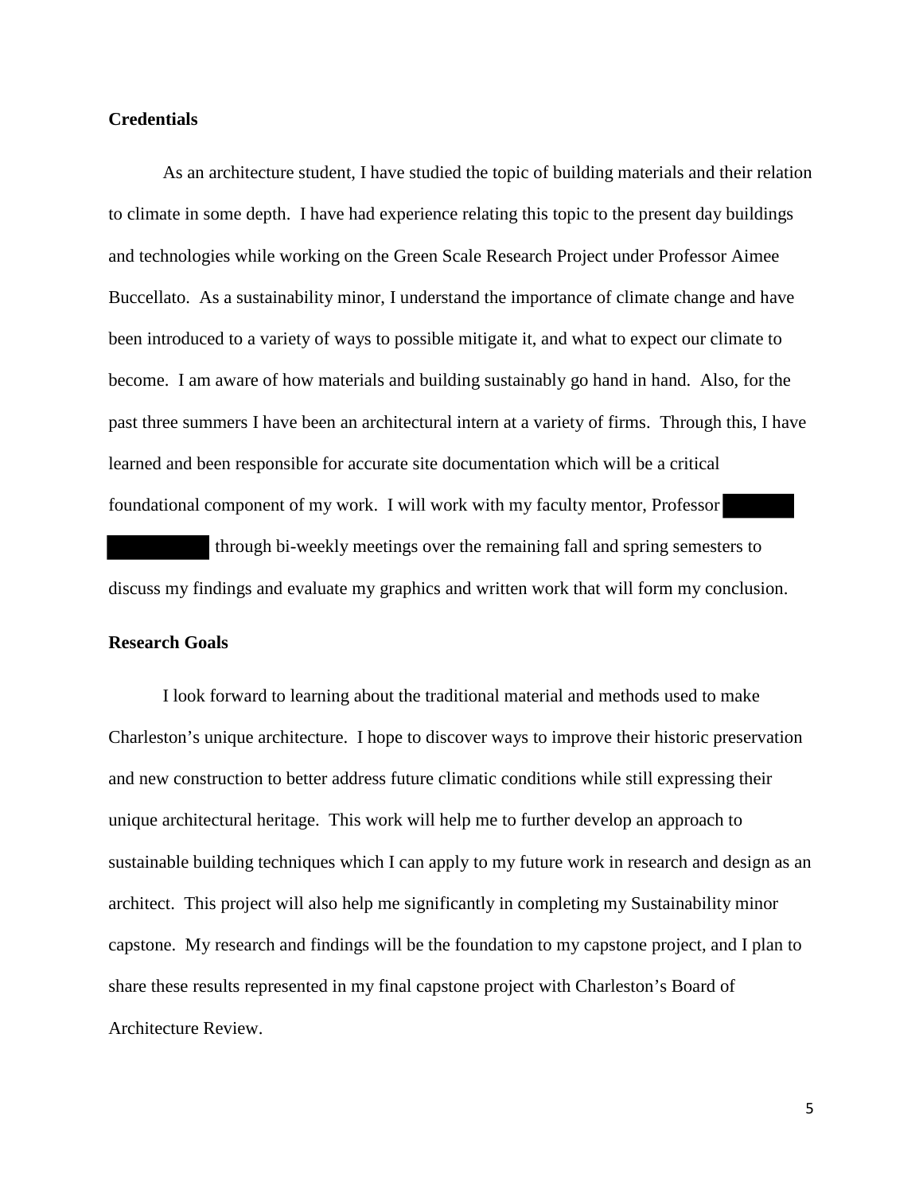**Credentials**

As an architecture student, I have studied the topic of building materials and their relation to climate in some depth. I have had experience relating this topic to the present day buildings and technologies while working on the Green Scale Research Project under Professor Aimee Buccellato. As a sustainability minor, I understand the importance of climate change and have been introduced to a variety of ways to possible mitigate it, and what to expect our climate to become. I am aware of how materials and building sustainably go hand in hand. Also, for the past three summers I have been an architectural intern at a variety of firms. Through this, I have learned and been responsible for accurate site documentation which will be a critical foundational component of my work. I will work with my faculty mentor, Professor ████ ████ through bi-weekly meetings over the remaining fall and spring semesters to discuss my findings and evaluate my graphics and written work that will form my conclusion.

**Research Goals**

I look forward to learning about the traditional material and methods used to make Charleston's unique architecture. I hope to discover ways to improve their historic preservation and new construction to better address future climatic conditions while still expressing their unique architectural heritage. This work will help me to further develop an approach to sustainable building techniques which I can apply to my future work in research and design as an architect. This project will also help me significantly in completing my Sustainability minor capstone. My research and findings will be the foundation to my capstone project, and I plan to share these results represented in my final capstone project with Charleston's Board of Architecture Review.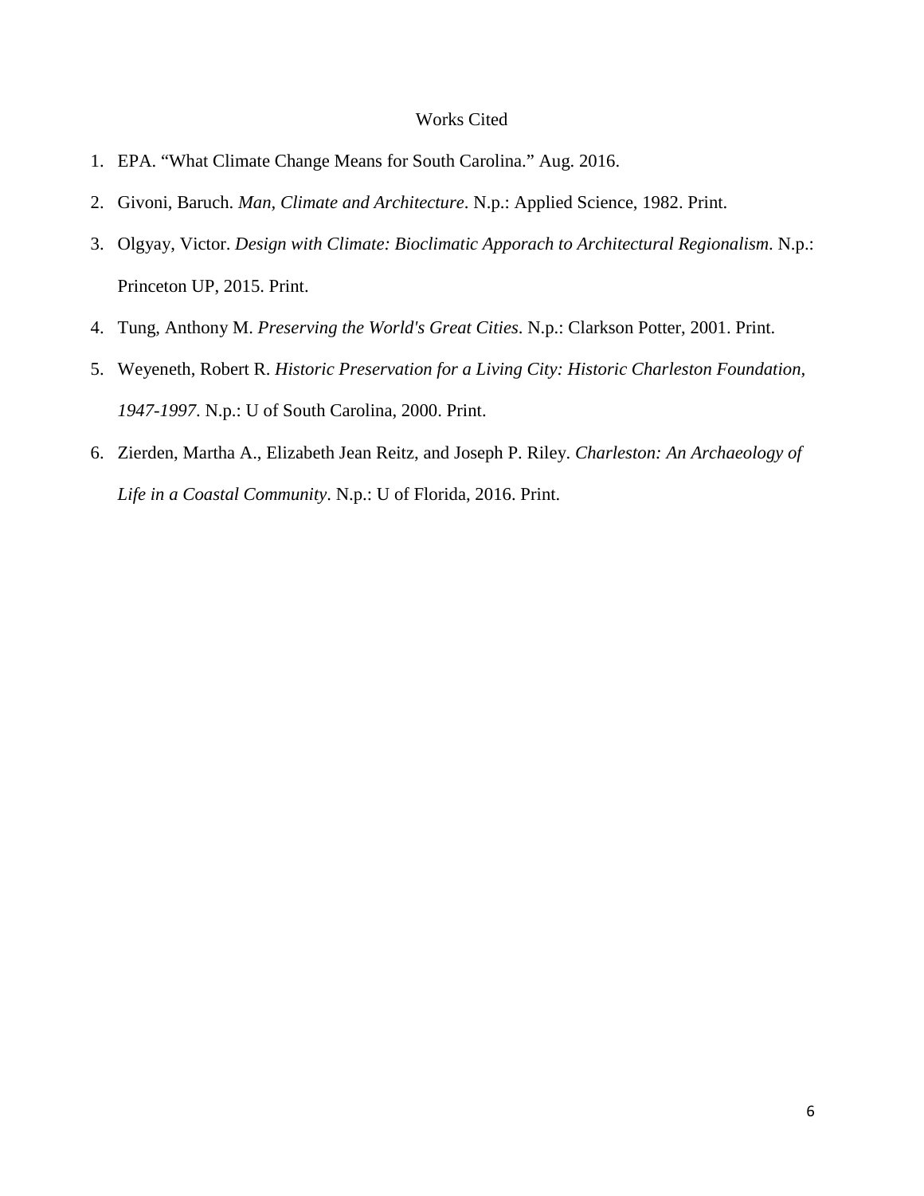# Works Cited

1. EPA. "What Climate Change Means for South Carolina." Aug. 2016.
2. Givoni, Baruch. *Man, Climate and Architecture*. N.p.: Applied Science, 1982. Print.
3. Olgyay, Victor. *Design with Climate: Bioclimatic Apporach to Architectural Regionalism*. N.p.: Princeton UP, 2015. Print.
4. Tung, Anthony M. *Preserving the World's Great Cities*. N.p.: Clarkson Potter, 2001. Print.
5. Weyeneth, Robert R. *Historic Preservation for a Living City: Historic Charleston Foundation, 1947-1997*. N.p.: U of South Carolina, 2000. Print.
6. Zierden, Martha A., Elizabeth Jean Reitz, and Joseph P. Riley. *Charleston: An Archaeology of Life in a Coastal Community*. N.p.: U of Florida, 2016. Print.